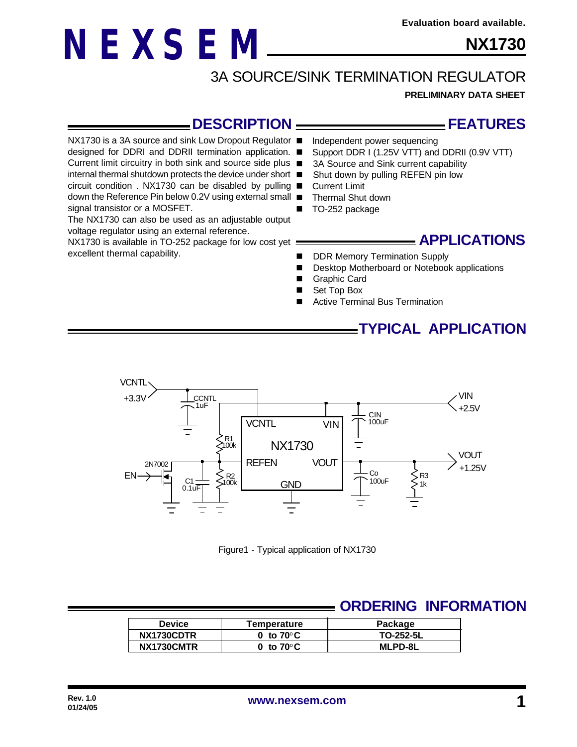Evaluation board available.

# NEXSEM

# NX1730

## 3A SOURCE/SINK TERMINATION REGULATOR

**PRELIMINARY DATA SHEET**

## DESCRIPTION

NX1730 is a 3A source and sink Low Dropout Regulator designed for DDRI and DDRII termination application. Current limit circuitry in both sink and source side plus internal thermal shutdown protects the device under short circuit condition . NX1730 can be disabled by pulling down the Reference Pin below 0.2V using external small signal transistor or a MOSFET.

The NX1730 can also be used as an adjustable output voltage regulator using an external reference.

NX1730 is available in TO-252 package for low cost yet excellent thermal capability.

## FEATURES

- Independent power sequencing
- Support DDR I (1.25V VTT) and DDRII (0.9V VTT)
- 3A Source and Sink current capability
- Shut down by pulling REFEN pin low
- Current Limit
- Thermal Shut down
- TO-252 package

## APPLICATIONS

- DDR Memory Termination Supply
- Desktop Motherboard or Notebook applications
- Graphic Card
- Set Top Box
- Active Terminal Bus Termination

## TYPICAL APPLICATION

Figure1 - Typical application of NX1730

## ORDERING INFORMATION

| Device | Temperature | Package |
|---|---|---|
| NX1730CDTR | 0 to 70°C | TO-252-5L |
| NX1730CMTR | 0 to 70°C | MLPD-8L |

Rev. 1.0
01/24/05

www.nexsem.com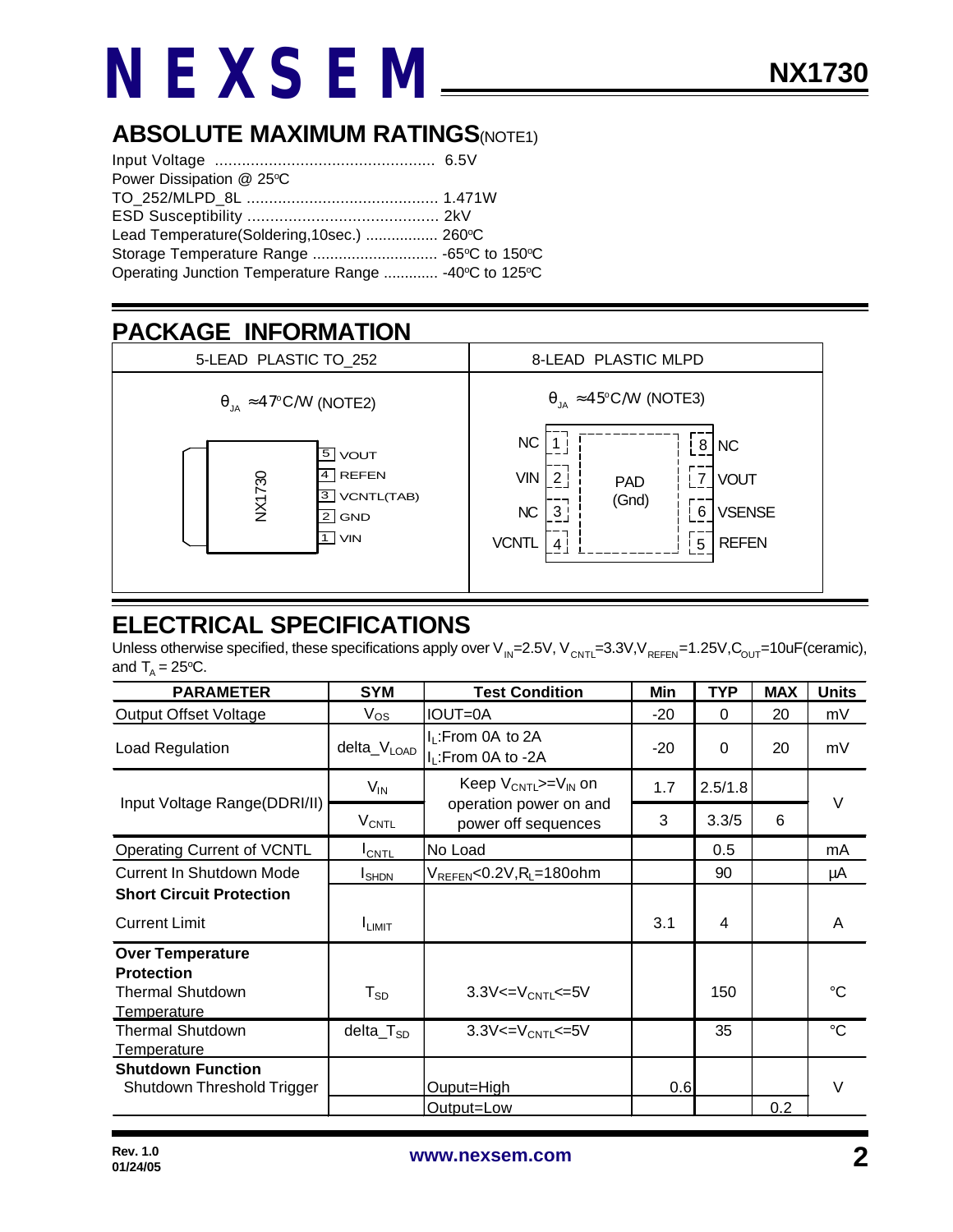## ABSOLUTE MAXIMUM RATINGS(NOTE1)

Input Voltage ................................................. 6.5V
Power Dissipation @ 25°C
TO_252/MLPD_8L ........................................... 1.471W
ESD Susceptibility .......................................... 2kV
Lead Temperature(Soldering,10sec.) ................. 260°C
Storage Temperature Range ............................ -65°C to 150°C
Operating Junction Temperature Range ............ -40°C to 125°C

## PACKAGE INFORMATION

| 5-LEAD PLASTIC TO_252 | 8-LEAD PLASTIC MLPD |
|---|---|
| $\theta_{JA}$ ≈47°C/W (NOTE2) | $\theta_{JA}$ ≈45°C/W (NOTE3) |
| NX1730: 5 VOUT, 4 REFEN, 3 VCNTL(TAB), 2 GND, 1 VIN | 1 NC, 2 VIN, 3 NC, 4 VCNTL, 5 REFEN, 6 VSENSE, 7 VOUT, 8 NC, PAD (Gnd) |

## ELECTRICAL SPECIFICATIONS

Unless otherwise specified, these specifications apply over $V_{IN}$=2.5V, $V_{CNTL}$=3.3V,$V_{REFEN}$=1.25V,$C_{OUT}$=10uF(ceramic), and $T_A$ = 25°C.

| PARAMETER | SYM | Test Condition | Min | TYP | MAX | Units |
|---|---|---|---|---|---|---|
| Output Offset Voltage | $V_{OS}$ | IOUT=0A | -20 | 0 | 20 | mV |
| Load Regulation | delta_$V_{LOAD}$ | $I_L$:From 0A to 2A<br>$I_L$:From 0A to -2A | -20 | 0 | 20 | mV |
| Input Voltage Range(DDRI/II) | $V_{IN}$ | Keep $V_{CNTL}$>=$V_{IN}$ on operation power on and power off sequences | 1.7 | 2.5/1.8 | | V |
| | $V_{CNTL}$ | | 3 | 3.3/5 | 6 | |
| Operating Current of VCNTL | $I_{CNTL}$ | No Load | | 0.5 | | mA |
| Current In Shutdown Mode | $I_{SHDN}$ | $V_{REFEN}$<0.2V,$R_L$=180ohm | | 90 | | µA |
| **Short Circuit Protection** | | | | | | |
| Current Limit | $I_{LIMIT}$ | | 3.1 | 4 | | A |
| **Over Temperature Protection** | | | | | | |
| Thermal Shutdown Temperature | $T_{SD}$ | 3.3V<=$V_{CNTL}$<=5V | | 150 | | °C |
| Thermal Shutdown Temperature | delta_$T_{SD}$ | 3.3V<=$V_{CNTL}$<=5V | | 35 | | °C |
| **Shutdown Function** | | | | | | |
| Shutdown Threshold Trigger | | Ouput=High | 0.6 | | | V |
| | | Output=Low | | | 0.2 | |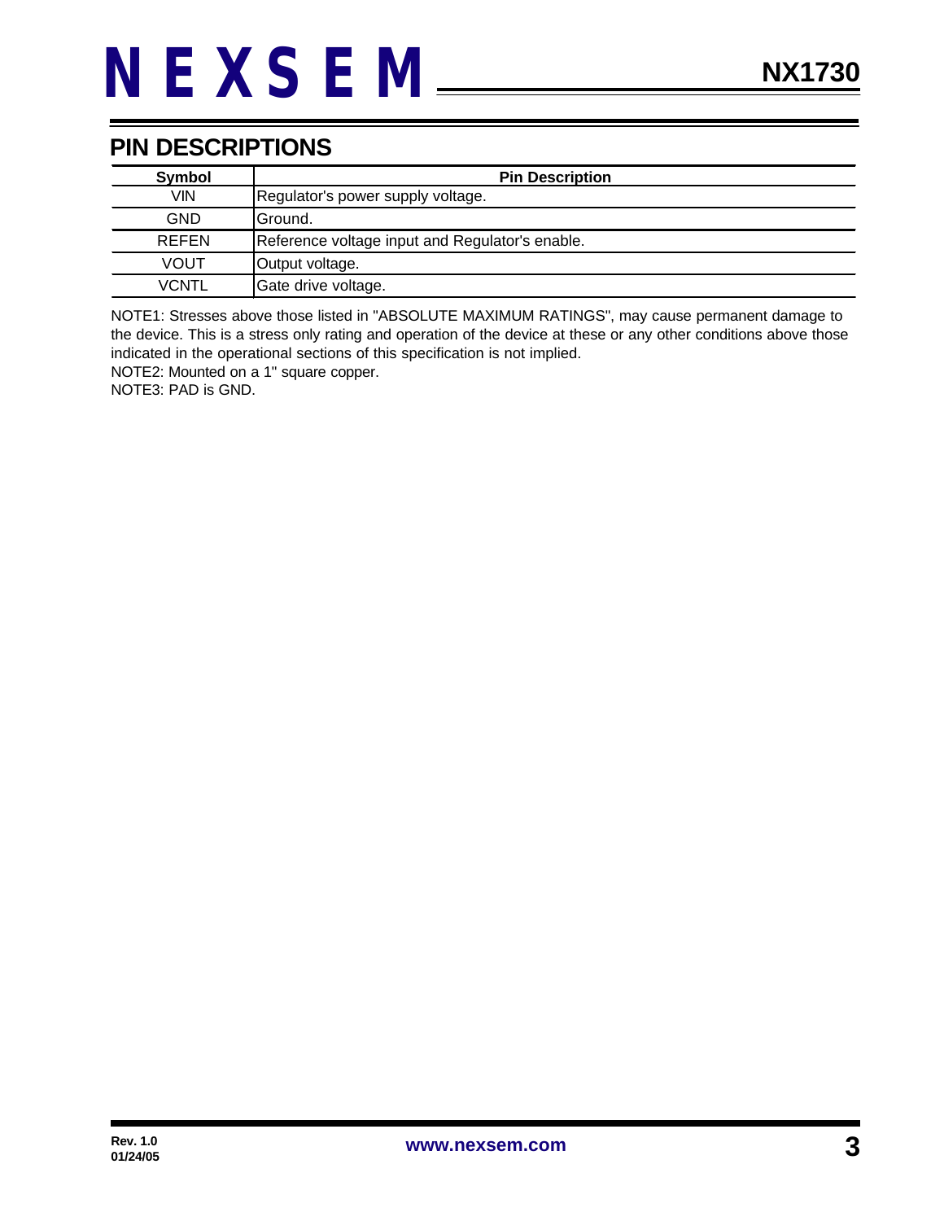## PIN DESCRIPTIONS

| Symbol | Pin Description |
|---|---|
| VIN | Regulator's power supply voltage. |
| GND | Ground. |
| REFEN | Reference voltage input and Regulator's enable. |
| VOUT | Output voltage. |
| VCNTL | Gate drive voltage. |

NOTE1: Stresses above those listed in "ABSOLUTE MAXIMUM RATINGS", may cause permanent damage to the device. This is a stress only rating and operation of the device at these or any other conditions above those indicated in the operational sections of this specification is not implied.

NOTE2: Mounted on a 1" square copper.

NOTE3: PAD is GND.